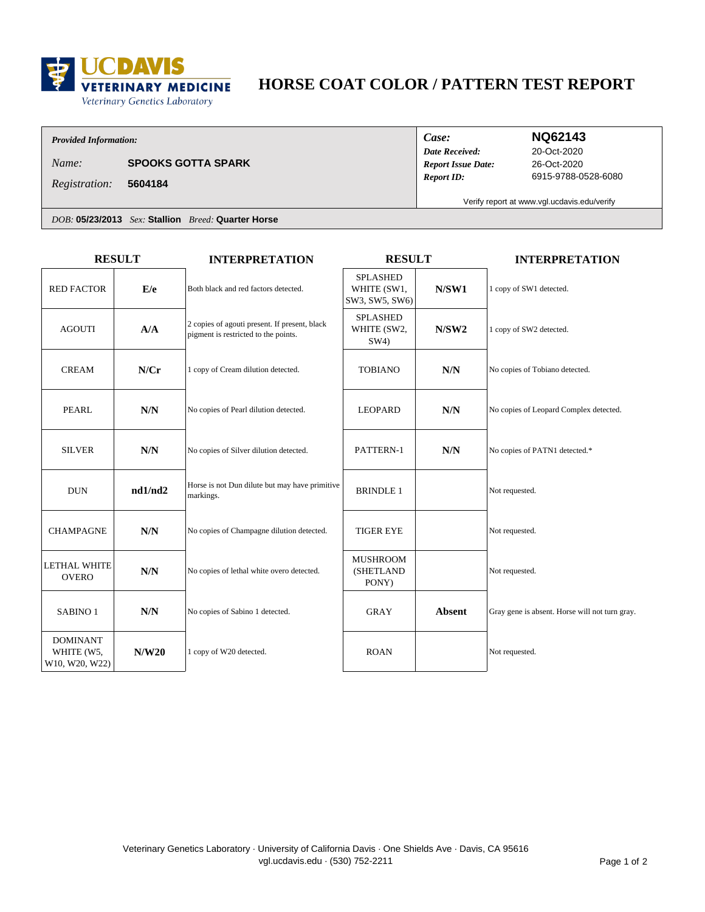UC DAVIS VETERINARY MEDICINE
Veterinary Genetics Laboratory

# HORSE COAT COLOR / PATTERN TEST REPORT

***Provided Information:***

*Name:* **SPOOKS GOTTA SPARK**

*Registration:* **5604184**

| | |
|---|---|
| ***Case:*** | **NQ62143** |
| ***Date Received:*** | 20-Oct-2020 |
| ***Report Issue Date:*** | 26-Oct-2020 |
| ***Report ID:*** | 6915-9788-0528-6080 |

Verify report at www.vgl.ucdavis.edu/verify

*DOB:* **05/23/2013** *Sex:* **Stallion** *Breed:* **Quarter Horse**

| RESULT | | INTERPRETATION |
|---|---|---|
| RED FACTOR | **E/e** | Both black and red factors detected. |
| AGOUTI | **A/A** | 2 copies of agouti present. If present, black pigment is restricted to the points. |
| CREAM | **N/Cr** | 1 copy of Cream dilution detected. |
| PEARL | **N/N** | No copies of Pearl dilution detected. |
| SILVER | **N/N** | No copies of Silver dilution detected. |
| DUN | **nd1/nd2** | Horse is not Dun dilute but may have primitive markings. |
| CHAMPAGNE | **N/N** | No copies of Champagne dilution detected. |
| LETHAL WHITE OVERO | **N/N** | No copies of lethal white overo detected. |
| SABINO 1 | **N/N** | No copies of Sabino 1 detected. |
| DOMINANT WHITE (W5, W10, W20, W22) | **N/W20** | 1 copy of W20 detected. |

| RESULT | | INTERPRETATION |
|---|---|---|
| SPLASHED WHITE (SW1, SW3, SW5, SW6) | **N/SW1** | 1 copy of SW1 detected. |
| SPLASHED WHITE (SW2, SW4) | **N/SW2** | 1 copy of SW2 detected. |
| TOBIANO | **N/N** | No copies of Tobiano detected. |
| LEOPARD | **N/N** | No copies of Leopard Complex detected. |
| PATTERN-1 | **N/N** | No copies of PATN1 detected.* |
| BRINDLE 1 | | Not requested. |
| TIGER EYE | | Not requested. |
| MUSHROOM (SHETLAND PONY) | | Not requested. |
| GRAY | **Absent** | Gray gene is absent. Horse will not turn gray. |
| ROAN | | Not requested. |

Veterinary Genetics Laboratory · University of California Davis · One Shields Ave · Davis, CA 95616
vgl.ucdavis.edu · (530) 752-2211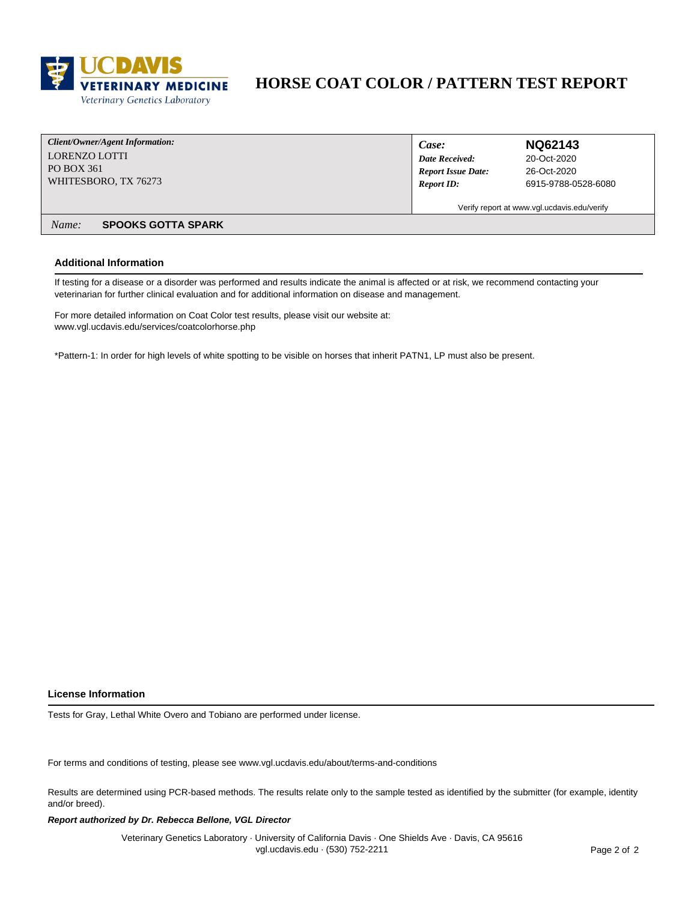# HORSE COAT COLOR / PATTERN TEST REPORT

| *Client/Owner/Agent Information:* | | |
|---|---|---|
| LORENZO LOTTI<br>PO BOX 361<br>WHITESBORO, TX 76273 | *Case:* | **NQ62143** |
| | *Date Received:* | 20-Oct-2020 |
| | *Report Issue Date:* | 26-Oct-2020 |
| | *Report ID:* | 6915-9788-0528-6080 |

Verify report at www.vgl.ucdavis.edu/verify

*Name:* **SPOOKS GOTTA SPARK**

## Additional Information

If testing for a disease or a disorder was performed and results indicate the animal is affected or at risk, we recommend contacting your veterinarian for further clinical evaluation and for additional information on disease and management.

For more detailed information on Coat Color test results, please visit our website at:
www.vgl.ucdavis.edu/services/coatcolorhorse.php

*Pattern-1: In order for high levels of white spotting to be visible on horses that inherit PATN1, LP must also be present.

## License Information

Tests for Gray, Lethal White Overo and Tobiano are performed under license.

For terms and conditions of testing, please see www.vgl.ucdavis.edu/about/terms-and-conditions

Results are determined using PCR-based methods. The results relate only to the sample tested as identified by the submitter (for example, identity and/or breed).

***Report authorized by Dr. Rebecca Bellone, VGL Director***

Veterinary Genetics Laboratory · University of California Davis · One Shields Ave · Davis, CA 95616
vgl.ucdavis.edu · (530) 752-2211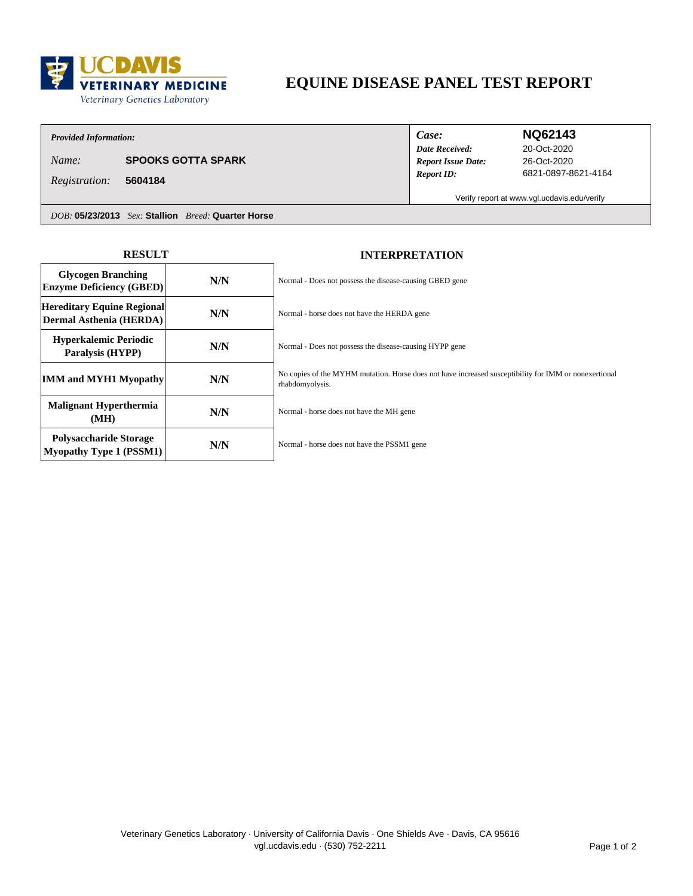UC DAVIS VETERINARY MEDICINE
Veterinary Genetics Laboratory

# EQUINE DISEASE PANEL TEST REPORT

| *Provided Information:* | | *Case:* | **NQ62143** |
|---|---|---|---|
| *Name:* | **SPOOKS GOTTA SPARK** | *Date Received:* | 20-Oct-2020 |
| *Registration:* | **5604184** | *Report Issue Date:* | 26-Oct-2020 |
| | | *Report ID:* | 6821-0897-8621-4164 |

Verify report at www.vgl.ucdavis.edu/verify

*DOB:* **05/23/2013** *Sex:* **Stallion** *Breed:* **Quarter Horse**

| RESULT | | INTERPRETATION |
|---|---|---|
| **Glycogen Branching Enzyme Deficiency (GBED)** | **N/N** | Normal - Does not possess the disease-causing GBED gene |
| **Hereditary Equine Regional Dermal Asthenia (HERDA)** | **N/N** | Normal - horse does not have the HERDA gene |
| **Hyperkalemic Periodic Paralysis (HYPP)** | **N/N** | Normal - Does not possess the disease-causing HYPP gene |
| **IMM and MYH1 Myopathy** | **N/N** | No copies of the MYHM mutation. Horse does not have increased susceptibility for IMM or nonexertional rhabdomyolysis. |
| **Malignant Hyperthermia (MH)** | **N/N** | Normal - horse does not have the MH gene |
| **Polysaccharide Storage Myopathy Type 1 (PSSM1)** | **N/N** | Normal - horse does not have the PSSM1 gene |

Veterinary Genetics Laboratory · University of California Davis · One Shields Ave · Davis, CA 95616
vgl.ucdavis.edu · (530) 752-2211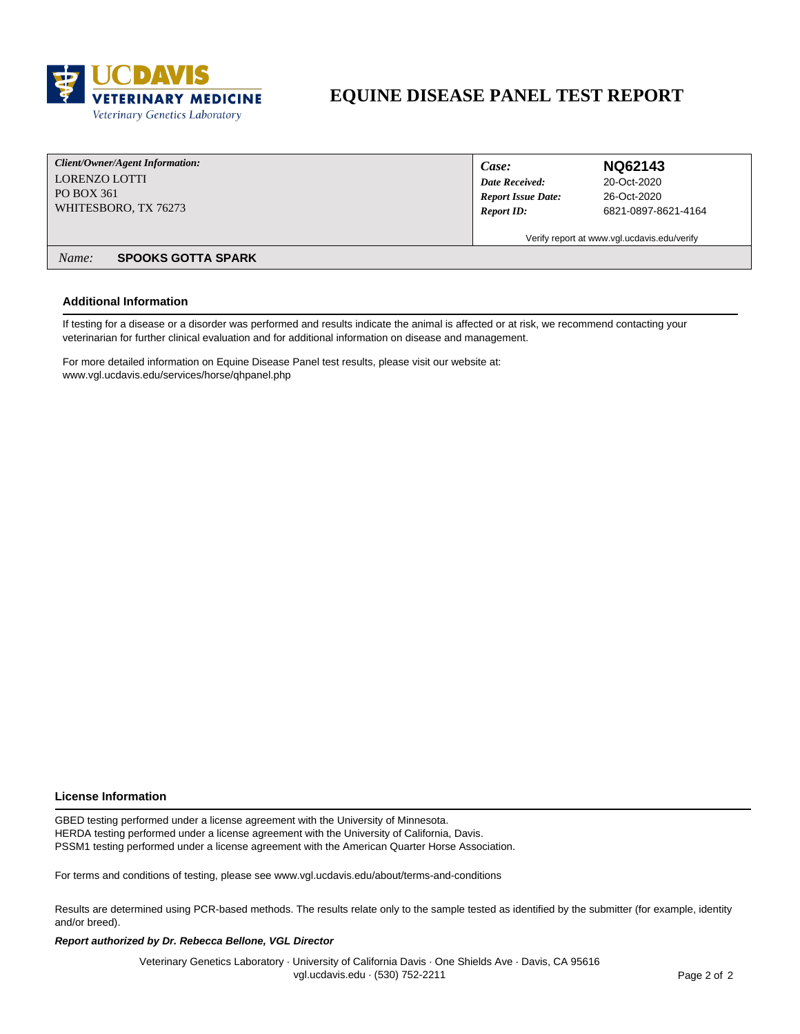# EQUINE DISEASE PANEL TEST REPORT

UC DAVIS VETERINARY MEDICINE
*Veterinary Genetics Laboratory*

| | |
|---|---|
| ***Client/Owner/Agent Information:*** | ***Case:*** **NQ62143** |
| LORENZO LOTTI | ***Date Received:*** 20-Oct-2020 |
| PO BOX 361 | ***Report Issue Date:*** 26-Oct-2020 |
| WHITESBORO, TX 76273 | ***Report ID:*** 6821-0897-8621-4164 |
| | Verify report at www.vgl.ucdavis.edu/verify |

*Name:* **SPOOKS GOTTA SPARK**

### Additional Information

If testing for a disease or a disorder was performed and results indicate the animal is affected or at risk, we recommend contacting your veterinarian for further clinical evaluation and for additional information on disease and management.

For more detailed information on Equine Disease Panel test results, please visit our website at: www.vgl.ucdavis.edu/services/horse/qhpanel.php

### License Information

GBED testing performed under a license agreement with the University of Minnesota.
HERDA testing performed under a license agreement with the University of California, Davis.
PSSM1 testing performed under a license agreement with the American Quarter Horse Association.

For terms and conditions of testing, please see www.vgl.ucdavis.edu/about/terms-and-conditions

Results are determined using PCR-based methods. The results relate only to the sample tested as identified by the submitter (for example, identity and/or breed).

***Report authorized by Dr. Rebecca Bellone, VGL Director***

Veterinary Genetics Laboratory · University of California Davis · One Shields Ave · Davis, CA 95616
vgl.ucdavis.edu · (530) 752-2211